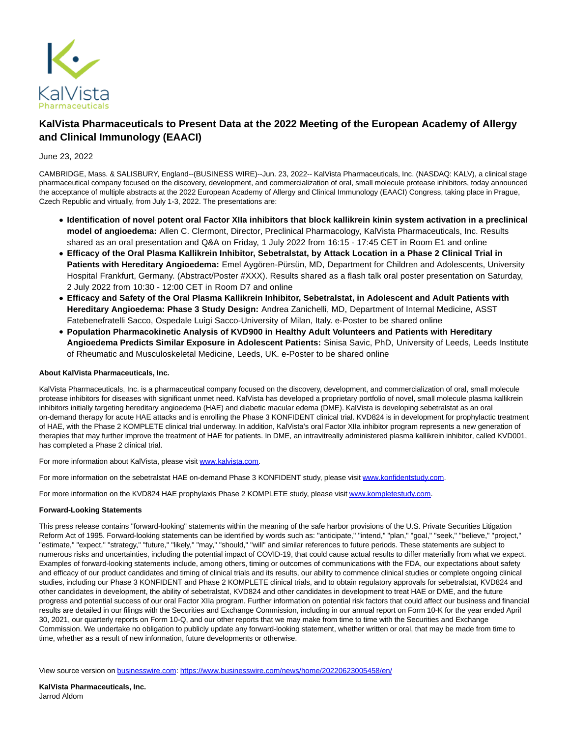# KalVista Pharmaceuticals to Present Data at the 2022 Meeting of the European Academy of Allergy and Clinical Immunology (EAACI)

June 23, 2022

CAMBRIDGE, Mass. & SALISBURY, England--(BUSINESS WIRE)--Jun. 23, 2022-- KalVista Pharmaceuticals, Inc. (NASDAQ: KALV), a clinical stage pharmaceutical company focused on the discovery, development, and commercialization of oral, small molecule protease inhibitors, today announced the acceptance of multiple abstracts at the 2022 European Academy of Allergy and Clinical Immunology (EAACI) Congress, taking place in Prague, Czech Republic and virtually, from July 1-3, 2022. The presentations are:

- **Identification of novel potent oral Factor XIIa inhibitors that block kallikrein kinin system activation in a preclinical model of angioedema:** Allen C. Clermont, Director, Preclinical Pharmacology, KalVista Pharmaceuticals, Inc. Results shared as an oral presentation and Q&A on Friday, 1 July 2022 from 16:15 - 17:45 CET in Room E1 and online
- **Efficacy of the Oral Plasma Kallikrein Inhibitor, Sebetralstat, by Attack Location in a Phase 2 Clinical Trial in Patients with Hereditary Angioedema:** Emel Aygören-Pürsün, MD, Department for Children and Adolescents, University Hospital Frankfurt, Germany. (Abstract/Poster #XXX). Results shared as a flash talk oral poster presentation on Saturday, 2 July 2022 from 10:30 - 12:00 CET in Room D7 and online
- **Efficacy and Safety of the Oral Plasma Kallikrein Inhibitor, Sebetralstat, in Adolescent and Adult Patients with Hereditary Angioedema: Phase 3 Study Design:** Andrea Zanichelli, MD, Department of Internal Medicine, ASST Fatebenefratelli Sacco, Ospedale Luigi Sacco-University of Milan, Italy. e-Poster to be shared online
- **Population Pharmacokinetic Analysis of KVD900 in Healthy Adult Volunteers and Patients with Hereditary Angioedema Predicts Similar Exposure in Adolescent Patients:** Sinisa Savic, PhD, University of Leeds, Leeds Institute of Rheumatic and Musculoskeletal Medicine, Leeds, UK. e-Poster to be shared online

**About KalVista Pharmaceuticals, Inc.**

KalVista Pharmaceuticals, Inc. is a pharmaceutical company focused on the discovery, development, and commercialization of oral, small molecule protease inhibitors for diseases with significant unmet need. KalVista has developed a proprietary portfolio of novel, small molecule plasma kallikrein inhibitors initially targeting hereditary angioedema (HAE) and diabetic macular edema (DME). KalVista is developing sebetralstat as an oral on-demand therapy for acute HAE attacks and is enrolling the Phase 3 KONFIDENT clinical trial. KVD824 is in development for prophylactic treatment of HAE, with the Phase 2 KOMPLETE clinical trial underway. In addition, KalVista's oral Factor XIIa inhibitor program represents a new generation of therapies that may further improve the treatment of HAE for patients. In DME, an intravitreally administered plasma kallikrein inhibitor, called KVD001, has completed a Phase 2 clinical trial.

For more information about KalVista, please visit www.kalvista.com.

For more information on the sebetralstat HAE on-demand Phase 3 KONFIDENT study, please visit www.konfidentstudy.com.

For more information on the KVD824 HAE prophylaxis Phase 2 KOMPLETE study, please visit www.kompletestudy.com.

**Forward-Looking Statements**

This press release contains "forward-looking" statements within the meaning of the safe harbor provisions of the U.S. Private Securities Litigation Reform Act of 1995. Forward-looking statements can be identified by words such as: "anticipate," "intend," "plan," "goal," "seek," "believe," "project," "estimate," "expect," "strategy," "future," "likely," "may," "should," "will" and similar references to future periods. These statements are subject to numerous risks and uncertainties, including the potential impact of COVID-19, that could cause actual results to differ materially from what we expect. Examples of forward-looking statements include, among others, timing or outcomes of communications with the FDA, our expectations about safety and efficacy of our product candidates and timing of clinical trials and its results, our ability to commence clinical studies or complete ongoing clinical studies, including our Phase 3 KONFIDENT and Phase 2 KOMPLETE clinical trials, and to obtain regulatory approvals for sebetralstat, KVD824 and other candidates in development, the ability of sebetralstat, KVD824 and other candidates in development to treat HAE or DME, and the future progress and potential success of our oral Factor XIIa program. Further information on potential risk factors that could affect our business and financial results are detailed in our filings with the Securities and Exchange Commission, including in our annual report on Form 10-K for the year ended April 30, 2021, our quarterly reports on Form 10-Q, and our other reports that we may make from time to time with the Securities and Exchange Commission. We undertake no obligation to publicly update any forward-looking statement, whether written or oral, that may be made from time to time, whether as a result of new information, future developments or otherwise.

View source version on businesswire.com: https://www.businesswire.com/news/home/20220623005458/en/

**KalVista Pharmaceuticals, Inc.**
Jarrod Aldom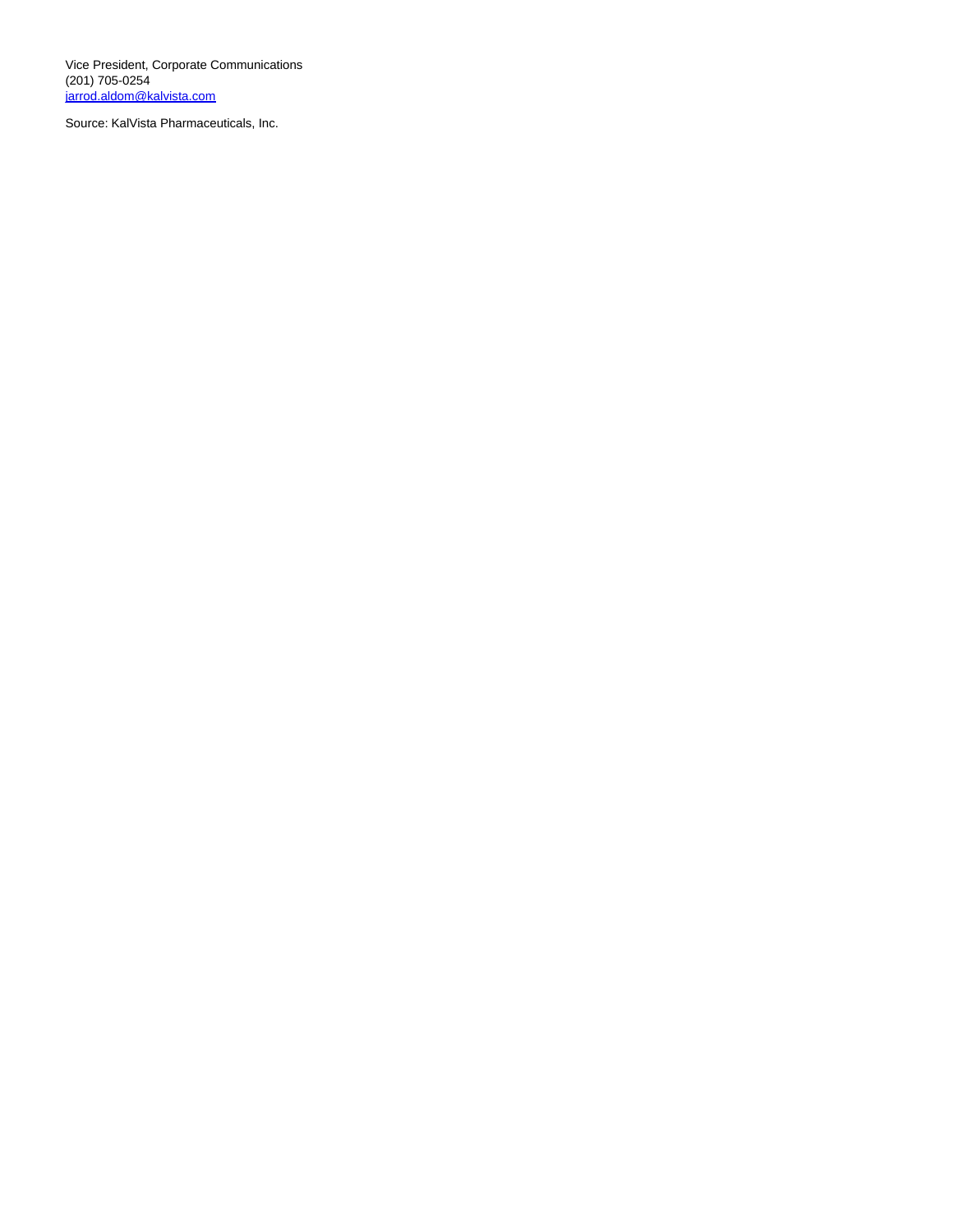Vice President, Corporate Communications
(201) 705-0254
[jarrod.aldom@kalvista.com](mailto:jarrod.aldom@kalvista.com)

Source: KalVista Pharmaceuticals, Inc.